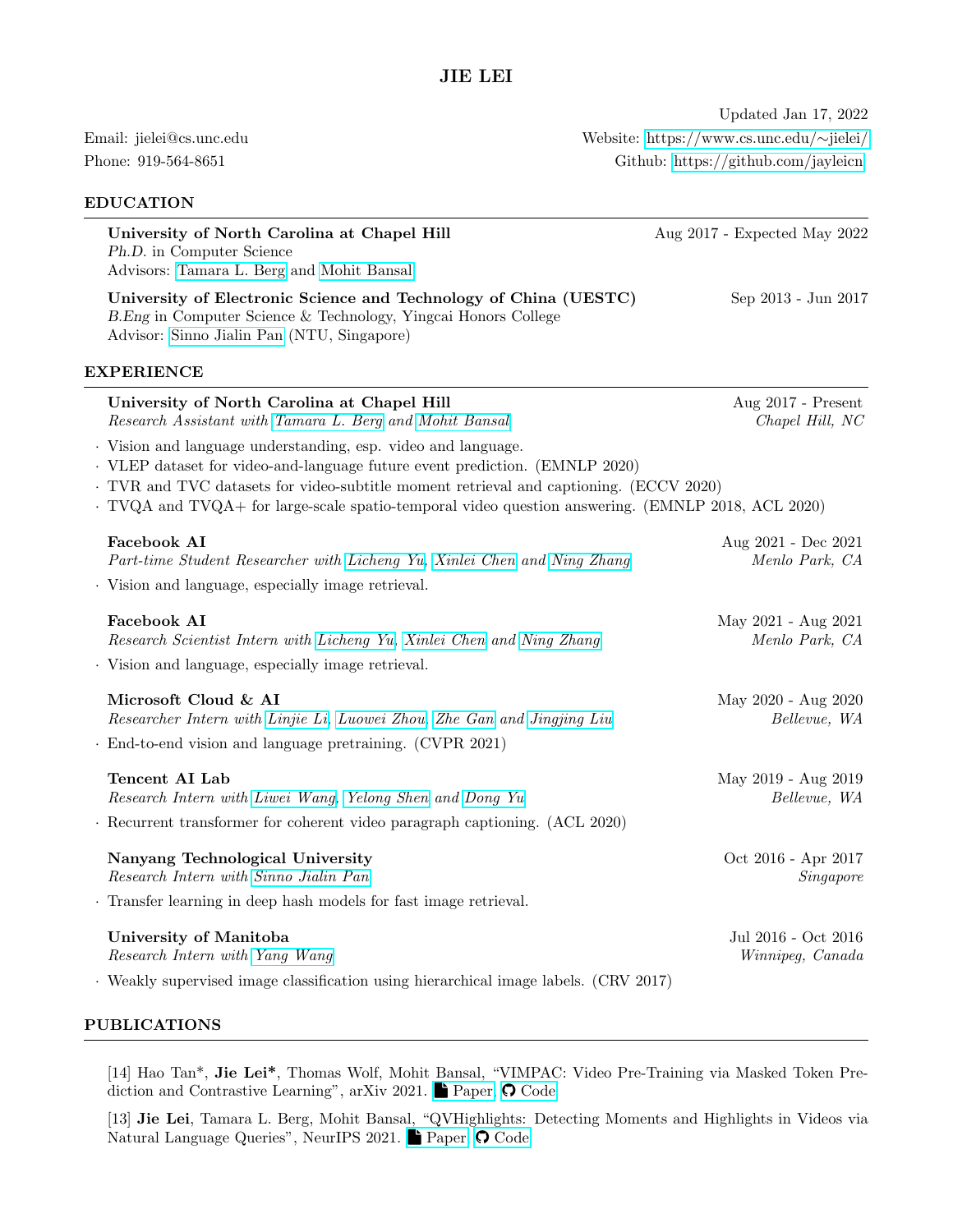# JIE LEI

Updated Jan 17, 2022

Email: jielei@cs.unc.edu
Phone: 919-564-8651

Website: https://www.cs.unc.edu/~jielei/
Github: https://github.com/jayleicn

## EDUCATION

**University of North Carolina at Chapel Hill** — Aug 2017 - Expected May 2022
*Ph.D.* in Computer Science
Advisors: Tamara L. Berg and Mohit Bansal

**University of Electronic Science and Technology of China (UESTC)** — Sep 2013 - Jun 2017
*B.Eng* in Computer Science & Technology, Yingcai Honors College
Advisor: Sinno Jialin Pan (NTU, Singapore)

## EXPERIENCE

**University of North Carolina at Chapel Hill** — Aug 2017 - Present
*Research Assistant with Tamara L. Berg and Mohit Bansal* — *Chapel Hill, NC*

- Vision and language understanding, esp. video and language.
- VLEP dataset for video-and-language future event prediction. (EMNLP 2020)
- TVR and TVC datasets for video-subtitle moment retrieval and captioning. (ECCV 2020)
- TVQA and TVQA+ for large-scale spatio-temporal video question answering. (EMNLP 2018, ACL 2020)

**Facebook AI** — Aug 2021 - Dec 2021
*Part-time Student Researcher with Licheng Yu, Xinlei Chen and Ning Zhang* — *Menlo Park, CA*

- Vision and language, especially image retrieval.

**Facebook AI** — May 2021 - Aug 2021
*Research Scientist Intern with Licheng Yu, Xinlei Chen and Ning Zhang* — *Menlo Park, CA*

- Vision and language, especially image retrieval.

**Microsoft Cloud & AI** — May 2020 - Aug 2020
*Researcher Intern with Linjie Li, Luowei Zhou, Zhe Gan and Jingjing Liu* — *Bellevue, WA*

- End-to-end vision and language pretraining. (CVPR 2021)

**Tencent AI Lab** — May 2019 - Aug 2019
*Research Intern with Liwei Wang, Yelong Shen and Dong Yu* — *Bellevue, WA*

- Recurrent transformer for coherent video paragraph captioning. (ACL 2020)

**Nanyang Technological University** — Oct 2016 - Apr 2017
*Research Intern with Sinno Jialin Pan* — *Singapore*

- Transfer learning in deep hash models for fast image retrieval.

**University of Manitoba** — Jul 2016 - Oct 2016
*Research Intern with Yang Wang* — *Winnipeg, Canada*

- Weakly supervised image classification using hierarchical image labels. (CRV 2017)

## PUBLICATIONS

[14] Hao Tan*, **Jie Lei***, Thomas Wolf, Mohit Bansal, "VIMPAC: Video Pre-Training via Masked Token Prediction and Contrastive Learning", arXiv 2021. Paper Code

[13] **Jie Lei**, Tamara L. Berg, Mohit Bansal, "QVHighlights: Detecting Moments and Highlights in Videos via Natural Language Queries", NeurIPS 2021. Paper Code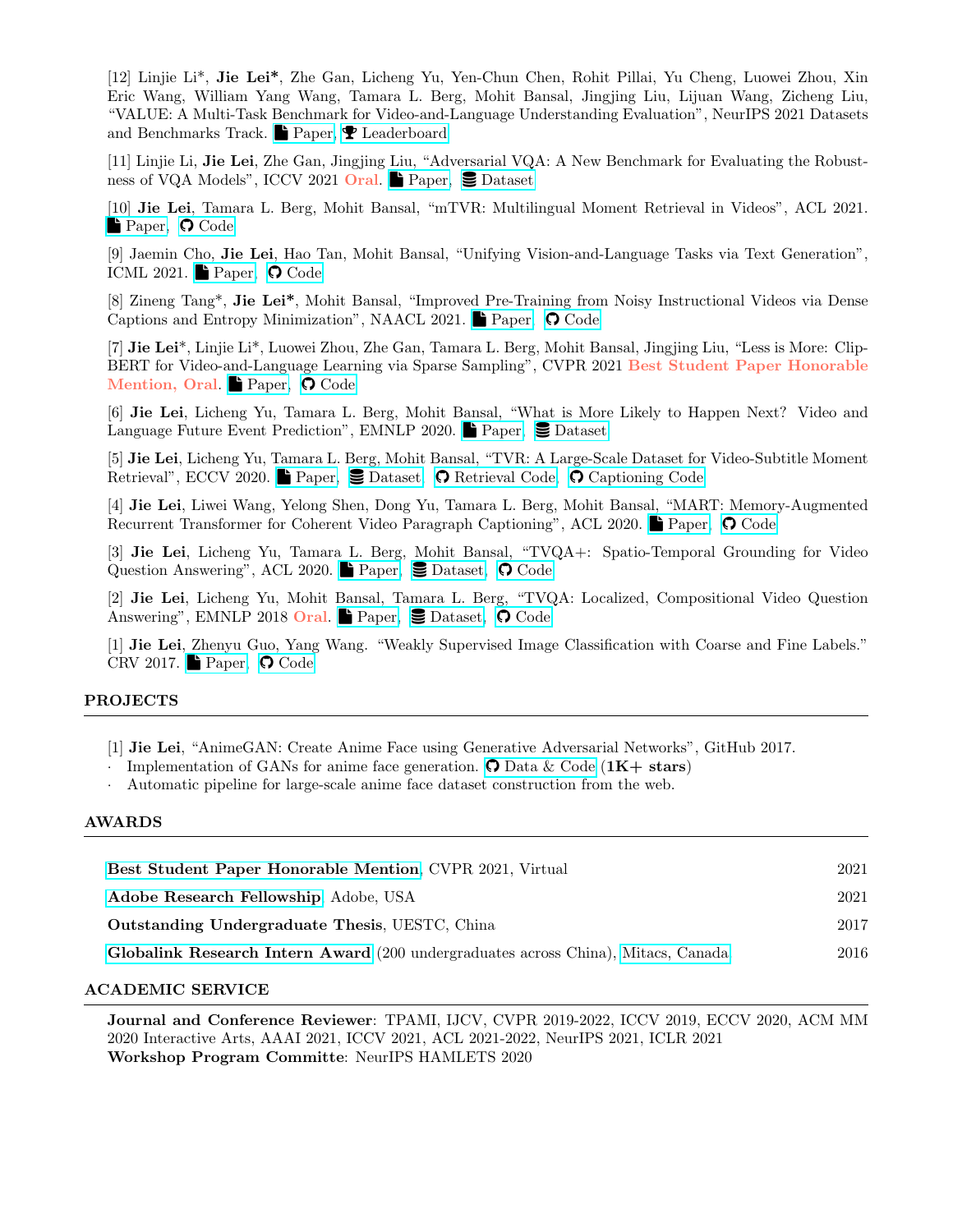[12] Linjie Li*, **Jie Lei***, Zhe Gan, Licheng Yu, Yen-Chun Chen, Rohit Pillai, Yu Cheng, Luowei Zhou, Xin Eric Wang, William Yang Wang, Tamara L. Berg, Mohit Bansal, Jingjing Liu, Lijuan Wang, Zicheng Liu, "VALUE: A Multi-Task Benchmark for Video-and-Language Understanding Evaluation", NeurIPS 2021 Datasets and Benchmarks Track. Paper, Leaderboard

[11] Linjie Li, **Jie Lei**, Zhe Gan, Jingjing Liu, "Adversarial VQA: A New Benchmark for Evaluating the Robustness of VQA Models", ICCV 2021 **Oral**. Paper, Dataset

[10] **Jie Lei**, Tamara L. Berg, Mohit Bansal, "mTVR: Multilingual Moment Retrieval in Videos", ACL 2021. Paper, Code

[9] Jaemin Cho, **Jie Lei**, Hao Tan, Mohit Bansal, "Unifying Vision-and-Language Tasks via Text Generation", ICML 2021. Paper, Code

[8] Zineng Tang*, **Jie Lei***, Mohit Bansal, "Improved Pre-Training from Noisy Instructional Videos via Dense Captions and Entropy Minimization", NAACL 2021. Paper, Code

[7] **Jie Lei***, Linjie Li*, Luowei Zhou, Zhe Gan, Tamara L. Berg, Mohit Bansal, Jingjing Liu, "Less is More: ClipBERT for Video-and-Language Learning via Sparse Sampling", CVPR 2021 **Best Student Paper Honorable Mention, Oral**. Paper, Code

[6] **Jie Lei**, Licheng Yu, Tamara L. Berg, Mohit Bansal, "What is More Likely to Happen Next? Video and Language Future Event Prediction", EMNLP 2020. Paper, Dataset

[5] **Jie Lei**, Licheng Yu, Tamara L. Berg, Mohit Bansal, "TVR: A Large-Scale Dataset for Video-Subtitle Moment Retrieval", ECCV 2020. Paper, Dataset, Retrieval Code, Captioning Code

[4] **Jie Lei**, Liwei Wang, Yelong Shen, Dong Yu, Tamara L. Berg, Mohit Bansal, "MART: Memory-Augmented Recurrent Transformer for Coherent Video Paragraph Captioning", ACL 2020. Paper, Code

[3] **Jie Lei**, Licheng Yu, Tamara L. Berg, Mohit Bansal, "TVQA+: Spatio-Temporal Grounding for Video Question Answering", ACL 2020. Paper, Dataset, Code

[2] **Jie Lei**, Licheng Yu, Mohit Bansal, Tamara L. Berg, "TVQA: Localized, Compositional Video Question Answering", EMNLP 2018 **Oral**. Paper, Dataset, Code

[1] **Jie Lei**, Zhenyu Guo, Yang Wang. "Weakly Supervised Image Classification with Coarse and Fine Labels." CRV 2017. Paper, Code

## PROJECTS

[1] **Jie Lei**, "AnimeGAN: Create Anime Face using Generative Adversarial Networks", GitHub 2017.
- Implementation of GANs for anime face generation. Data & Code (**1K+ stars**)
- Automatic pipeline for large-scale anime face dataset construction from the web.

## AWARDS

| | |
|---|---|
| **Best Student Paper Honorable Mention**, CVPR 2021, Virtual | 2021 |
| **Adobe Research Fellowship**, Adobe, USA | 2021 |
| **Outstanding Undergraduate Thesis**, UESTC, China | 2017 |
| **Globalink Research Intern Award** (200 undergraduates across China), Mitacs, Canada | 2016 |

## ACADEMIC SERVICE

**Journal and Conference Reviewer**: TPAMI, IJCV, CVPR 2019-2022, ICCV 2019, ECCV 2020, ACM MM 2020 Interactive Arts, AAAI 2021, ICCV 2021, ACL 2021-2022, NeurIPS 2021, ICLR 2021
**Workshop Program Committe**: NeurIPS HAMLETS 2020